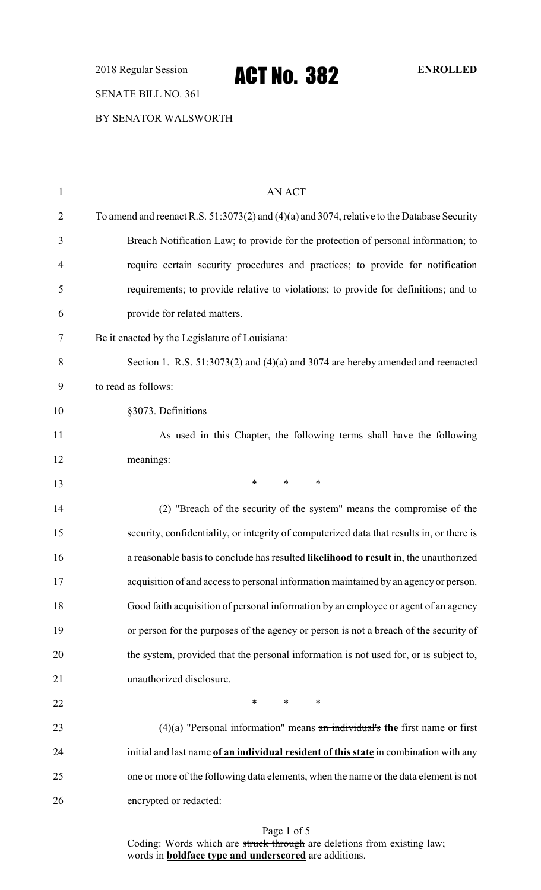2018 Regular Session

# ACT No. 382

**ENROLLED**

SENATE BILL NO. 361

BY SENATOR WALSWORTH

AN ACT

To amend and reenact R.S. 51:3073(2) and (4)(a) and 3074, relative to the Database Security Breach Notification Law; to provide for the protection of personal information; to require certain security procedures and practices; to provide for notification requirements; to provide relative to violations; to provide for definitions; and to provide for related matters.

Be it enacted by the Legislature of Louisiana:

Section 1. R.S. 51:3073(2) and (4)(a) and 3074 are hereby amended and reenacted to read as follows:

§3073. Definitions

As used in this Chapter, the following terms shall have the following meanings:

\* \* \*

(2) "Breach of the security of the system" means the compromise of the security, confidentiality, or integrity of computerized data that results in, or there is a reasonable ~~basis to conclude has resulted~~ **likelihood to result** in, the unauthorized acquisition of and access to personal information maintained by an agency or person. Good faith acquisition of personal information by an employee or agent of an agency or person for the purposes of the agency or person is not a breach of the security of the system, provided that the personal information is not used for, or is subject to, unauthorized disclosure.

\* \* \*

(4)(a) "Personal information" means ~~an individual's~~ **the** first name or first initial and last name **of an individual resident of this state** in combination with any one or more of the following data elements, when the name or the data element is not encrypted or redacted:

Coding: Words which are ~~struck through~~ are deletions from existing law; words in **boldface type and underscored** are additions.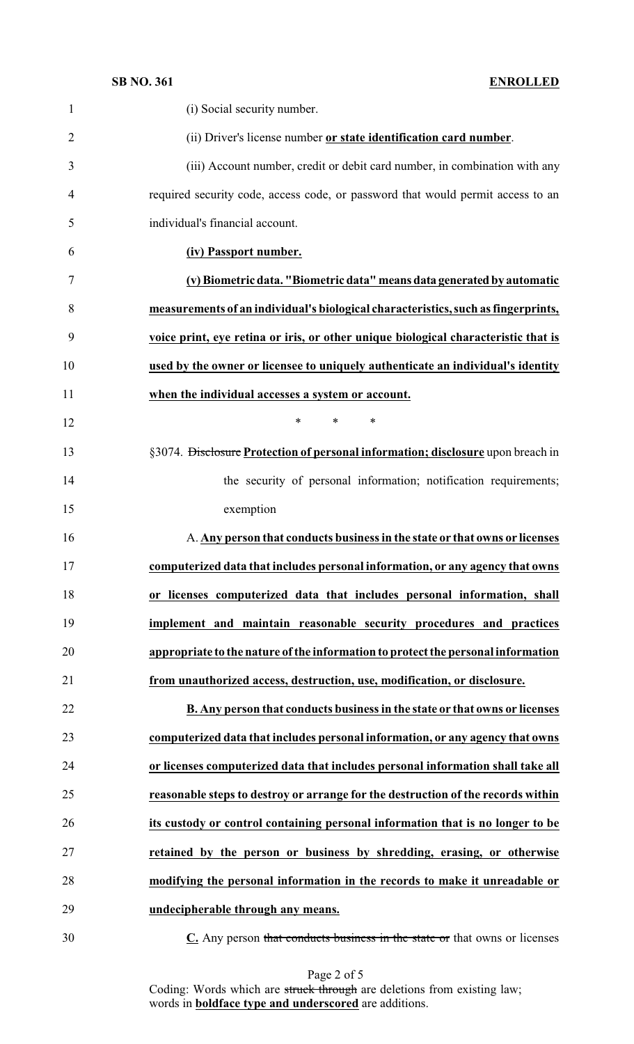(i) Social security number.

(ii) Driver's license number **or state identification card number**.

(iii) Account number, credit or debit card number, in combination with any required security code, access code, or password that would permit access to an individual's financial account.

**(iv) Passport number.**

**(v) Biometric data. "Biometric data" means data generated by automatic measurements of an individual's biological characteristics, such as fingerprints, voice print, eye retina or iris, or other unique biological characteristic that is used by the owner or licensee to uniquely authenticate an individual's identity when the individual accesses a system or account.**

\* \* \*

§3074. ~~Disclosure~~ **Protection of personal information; disclosure** upon breach in the security of personal information; notification requirements; exemption

A. **Any person that conducts business in the state or that owns or licenses computerized data that includes personal information, or any agency that owns or licenses computerized data that includes personal information, shall implement and maintain reasonable security procedures and practices appropriate to the nature of the information to protect the personal information from unauthorized access, destruction, use, modification, or disclosure.**

**B. Any person that conducts business in the state or that owns or licenses computerized data that includes personal information, or any agency that owns or licenses computerized data that includes personal information shall take all reasonable steps to destroy or arrange for the destruction of the records within its custody or control containing personal information that is no longer to be retained by the person or business by shredding, erasing, or otherwise modifying the personal information in the records to make it unreadable or undecipherable through any means.**

**C.** Any person ~~that conducts business in the state or~~ that owns or licenses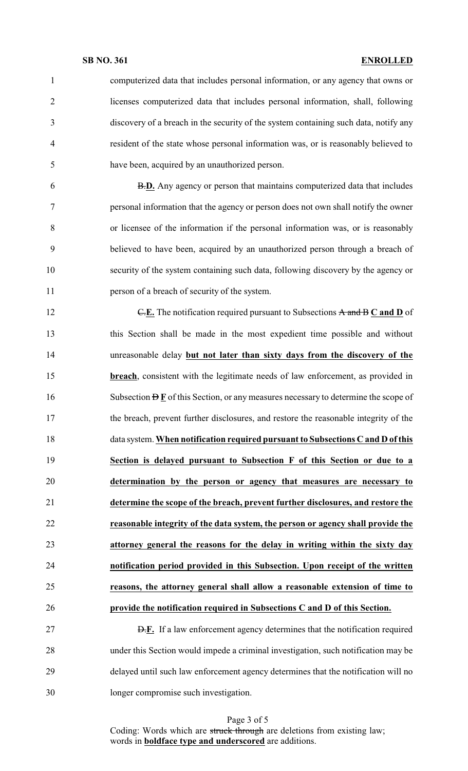computerized data that includes personal information, or any agency that owns or licenses computerized data that includes personal information, shall, following discovery of a breach in the security of the system containing such data, notify any resident of the state whose personal information was, or is reasonably believed to have been, acquired by an unauthorized person.

~~B.~~**D.** Any agency or person that maintains computerized data that includes personal information that the agency or person does not own shall notify the owner or licensee of the information if the personal information was, or is reasonably believed to have been, acquired by an unauthorized person through a breach of security of the system containing such data, following discovery by the agency or person of a breach of security of the system.

~~C.~~**E.** The notification required pursuant to Subsections ~~A and B~~ **C and D** of this Section shall be made in the most expedient time possible and without unreasonable delay **but not later than sixty days from the discovery of the breach**, consistent with the legitimate needs of law enforcement, as provided in Subsection ~~D~~ **F** of this Section, or any measures necessary to determine the scope of the breach, prevent further disclosures, and restore the reasonable integrity of the data system. **When notification required pursuant to Subsections C and D of this Section is delayed pursuant to Subsection F of this Section or due to a determination by the person or agency that measures are necessary to determine the scope of the breach, prevent further disclosures, and restore the reasonable integrity of the data system, the person or agency shall provide the attorney general the reasons for the delay in writing within the sixty day notification period provided in this Subsection. Upon receipt of the written reasons, the attorney general shall allow a reasonable extension of time to provide the notification required in Subsections C and D of this Section.**

~~D.~~**F.** If a law enforcement agency determines that the notification required under this Section would impede a criminal investigation, such notification may be delayed until such law enforcement agency determines that the notification will no longer compromise such investigation.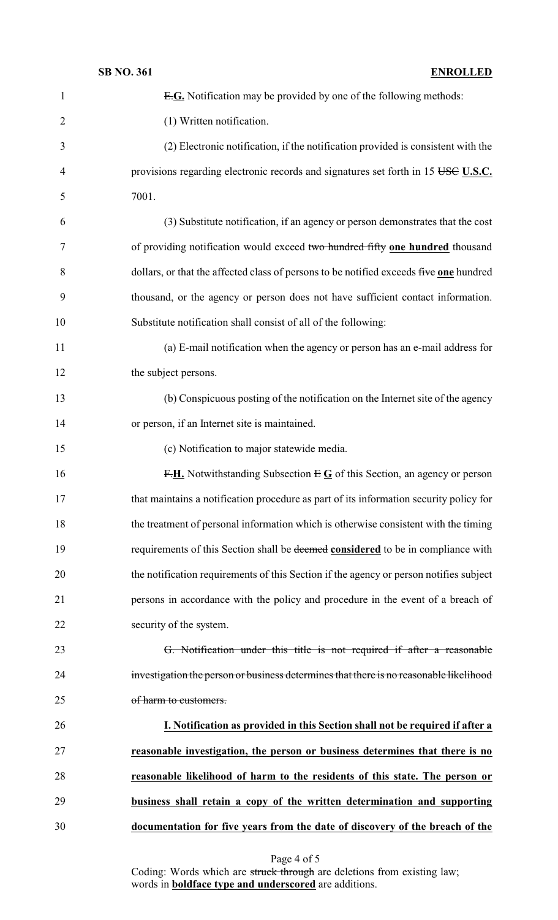~~E.~~**G.** Notification may be provided by one of the following methods:

(1) Written notification.

(2) Electronic notification, if the notification provided is consistent with the provisions regarding electronic records and signatures set forth in 15 ~~USC~~ **U.S.C.** 7001.

(3) Substitute notification, if an agency or person demonstrates that the cost of providing notification would exceed ~~two hundred fifty~~ **one hundred** thousand dollars, or that the affected class of persons to be notified exceeds ~~five~~ **one** hundred thousand, or the agency or person does not have sufficient contact information. Substitute notification shall consist of all of the following:

(a) E-mail notification when the agency or person has an e-mail address for the subject persons.

(b) Conspicuous posting of the notification on the Internet site of the agency or person, if an Internet site is maintained.

(c) Notification to major statewide media.

~~F.~~**H.** Notwithstanding Subsection ~~E~~ **G** of this Section, an agency or person that maintains a notification procedure as part of its information security policy for the treatment of personal information which is otherwise consistent with the timing requirements of this Section shall be ~~deemed~~ **considered** to be in compliance with the notification requirements of this Section if the agency or person notifies subject persons in accordance with the policy and procedure in the event of a breach of security of the system.

~~G. Notification under this title is not required if after a reasonable investigation the person or business determines that there is no reasonable likelihood of harm to customers.~~

**I. Notification as provided in this Section shall not be required if after a reasonable investigation, the person or business determines that there is no reasonable likelihood of harm to the residents of this state. The person or business shall retain a copy of the written determination and supporting documentation for five years from the date of discovery of the breach of the**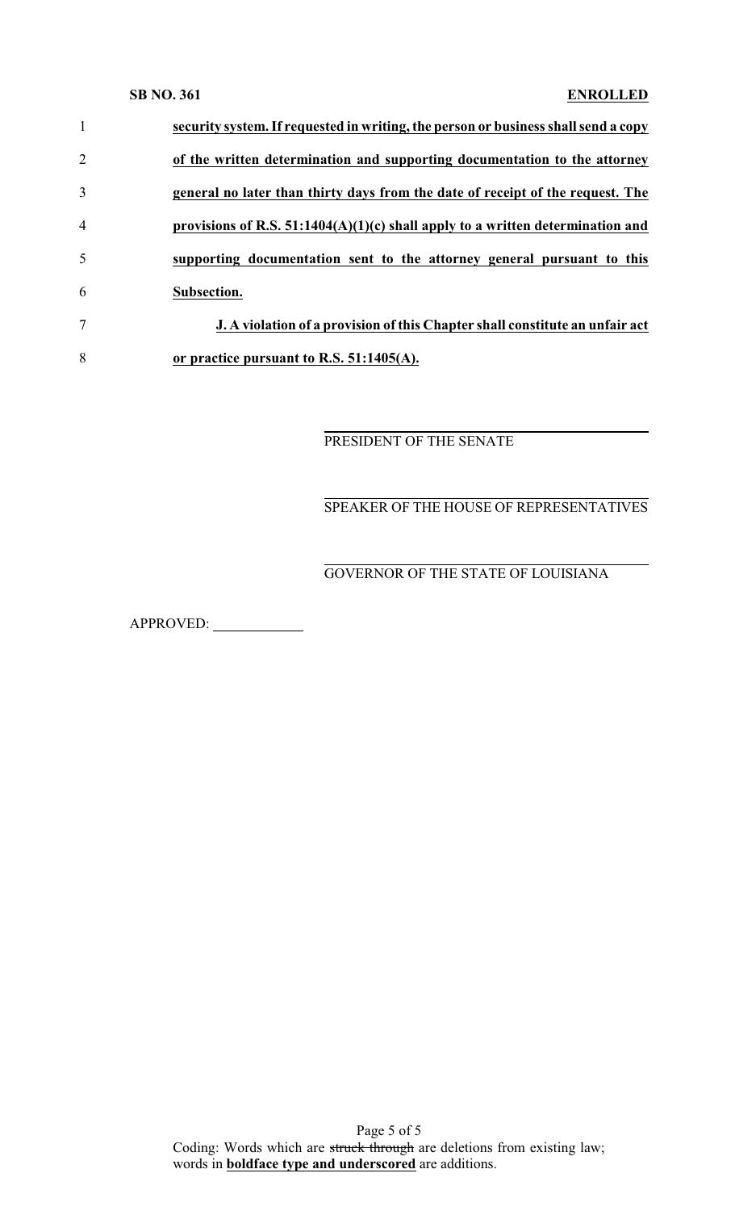**security system. If requested in writing, the person or business shall send a copy of the written determination and supporting documentation to the attorney general no later than thirty days from the date of receipt of the request. The provisions of R.S. 51:1404(A)(1)(c) shall apply to a written determination and supporting documentation sent to the attorney general pursuant to this Subsection.**

**J. A violation of a provision of this Chapter shall constitute an unfair act or practice pursuant to R.S. 51:1405(A).**

PRESIDENT OF THE SENATE

SPEAKER OF THE HOUSE OF REPRESENTATIVES

GOVERNOR OF THE STATE OF LOUISIANA

APPROVED: \_\_\_\_\_\_\_\_\_\_\_\_

Coding: Words which are ~~struck through~~ are deletions from existing law; words in **boldface type and underscored** are additions.